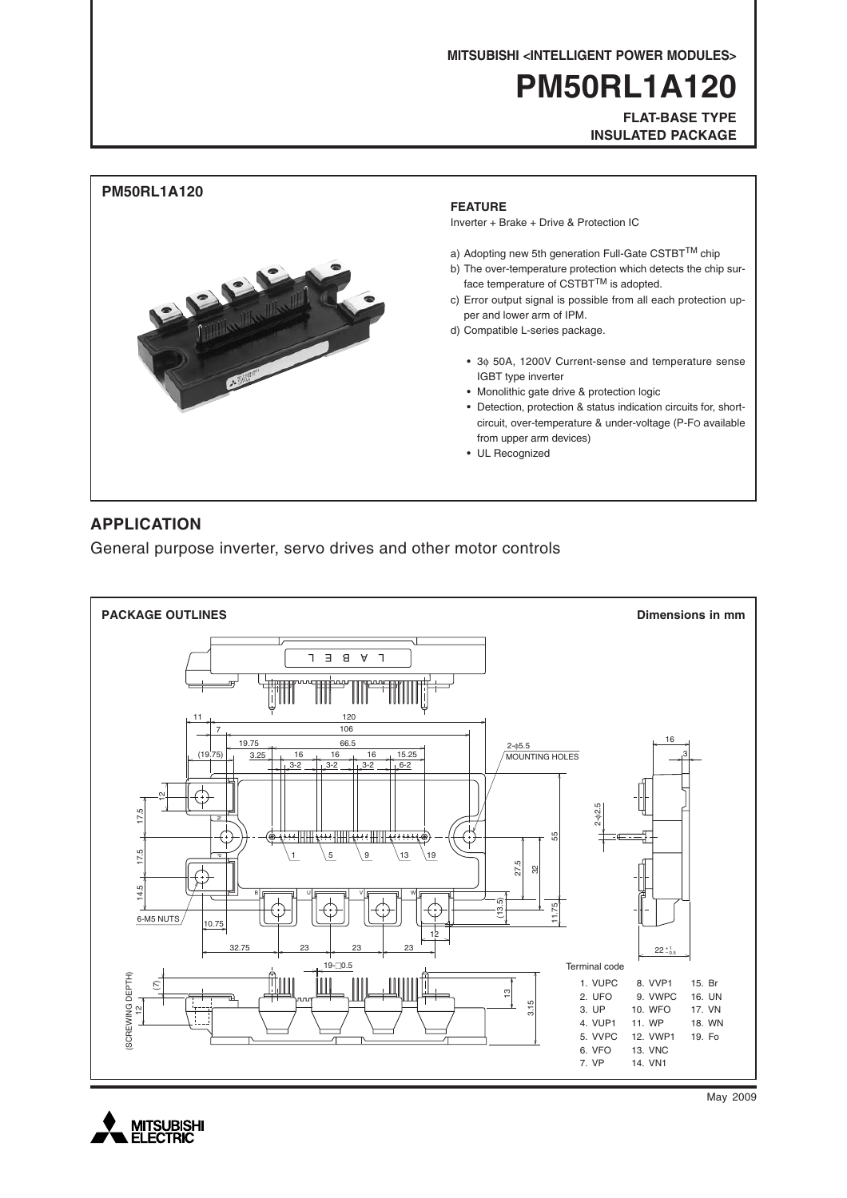MITSUBISHI <INTELLIGENT POWER MODULES>

# PM50RL1A120

**FLAT-BASE TYPE**
**INSULATED PACKAGE**

## PM50RL1A120

### FEATURE

Inverter + Brake + Drive & Protection IC

a) Adopting new 5th generation Full-Gate CSTBT™ chip
b) The over-temperature protection which detects the chip surface temperature of CSTBT™ is adopted.
c) Error output signal is possible from all each protection upper and lower arm of IPM.
d) Compatible L-series package.

- 3φ 50A, 1200V Current-sense and temperature sense IGBT type inverter
- Monolithic gate drive & protection logic
- Detection, protection & status indication circuits for, short-circuit, over-temperature & under-voltage (P-FO available from upper arm devices)
- UL Recognized

## APPLICATION

General purpose inverter, servo drives and other motor controls

## PACKAGE OUTLINES

Dimensions in mm

Terminal code

| | | |
|---|---|---|
| 1. VUPC | 8. VVP1 | 15. Br |
| 2. UFO | 9. VWPC | 16. UN |
| 3. UP | 10. WFO | 17. VN |
| 4. VUP1 | 11. WP | 18. WN |
| 5. VVPC | 12. VWP1 | 19. Fo |
| 6. VFO | 13. VNC | |
| 7. VP | 14. VN1 | |

May 2009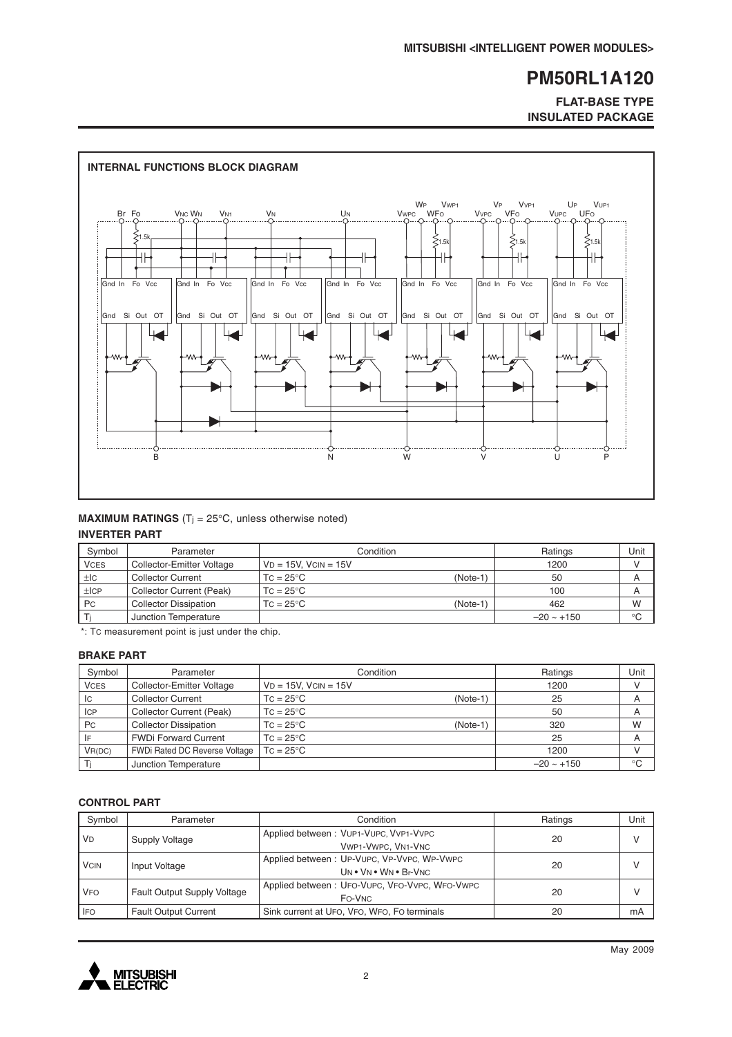## INTERNAL FUNCTIONS BLOCK DIAGRAM

## MAXIMUM RATINGS ($T_j$ = 25°C, unless otherwise noted)

### INVERTER PART

| Symbol | Parameter | Condition | | Ratings | Unit |
|---|---|---|---|---|---|
| $V_{CES}$ | Collector-Emitter Voltage | $V_D$ = 15V, $V_{CIN}$ = 15V | | 1200 | V |
| $\pm I_C$ | Collector Current | $T_C$ = 25°C | (Note-1) | 50 | A |
| $\pm I_{CP}$ | Collector Current (Peak) | $T_C$ = 25°C | | 100 | A |
| $P_C$ | Collector Dissipation | $T_C$ = 25°C | (Note-1) | 462 | W |
| $T_j$ | Junction Temperature | | | –20 ~ +150 | °C |

*: $T_C$ measurement point is just under the chip.

### BRAKE PART

| Symbol | Parameter | Condition | | Ratings | Unit |
|---|---|---|---|---|---|
| $V_{CES}$ | Collector-Emitter Voltage | $V_D$ = 15V, $V_{CIN}$ = 15V | | 1200 | V |
| $I_C$ | Collector Current | $T_C$ = 25°C | (Note-1) | 25 | A |
| $I_{CP}$ | Collector Current (Peak) | $T_C$ = 25°C | | 50 | A |
| $P_C$ | Collector Dissipation | $T_C$ = 25°C | (Note-1) | 320 | W |
| $I_F$ | FWDi Forward Current | $T_C$ = 25°C | | 25 | A |
| $V_{R(DC)}$ | FWDi Rated DC Reverse Voltage | $T_C$ = 25°C | | 1200 | V |
| $T_j$ | Junction Temperature | | | –20 ~ +150 | °C |

### CONTROL PART

| Symbol | Parameter | Condition | Ratings | Unit |
|---|---|---|---|---|
| $V_D$ | Supply Voltage | Applied between : $V_{UP1}$-$V_{UPC}$, $V_{VP1}$-$V_{VPC}$ $V_{WP1}$-$V_{WPC}$, $V_{N1}$-$V_{NC}$ | 20 | V |
| $V_{CIN}$ | Input Voltage | Applied between : $U_P$-$V_{UPC}$, $V_P$-$V_{VPC}$, $W_P$-$V_{WPC}$ $U_N$ • $V_N$ • $W_N$ • $B_r$-$V_{NC}$ | 20 | V |
| $V_{FO}$ | Fault Output Supply Voltage | Applied between : $U_{FO}$-$V_{UPC}$, $V_{FO}$-$V_{VPC}$, $W_{FO}$-$V_{WPC}$ $F_O$-$V_{NC}$ | 20 | V |
| $I_{FO}$ | Fault Output Current | Sink current at $U_{FO}$, $V_{FO}$, $W_{FO}$, $F_O$ terminals | 20 | mA |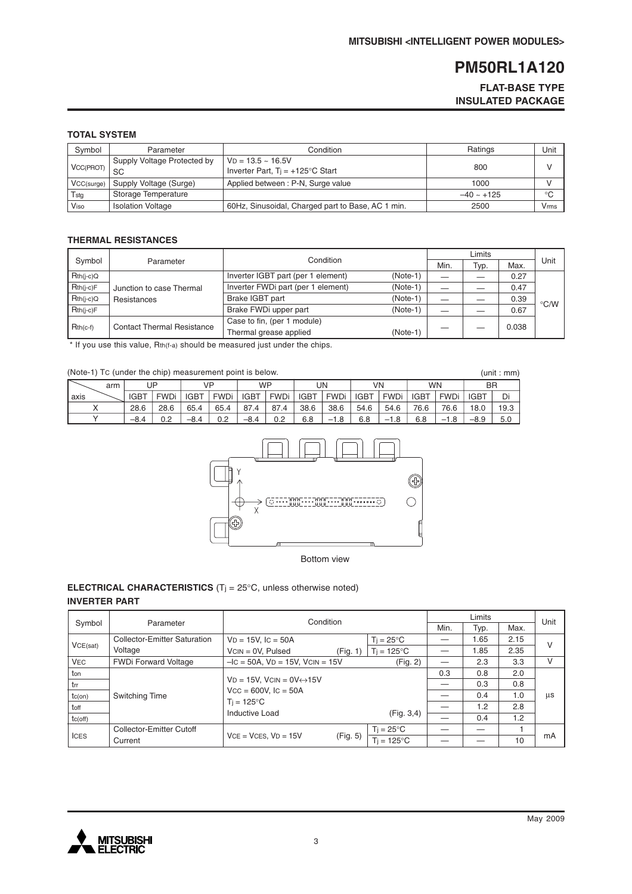## TOTAL SYSTEM

| Symbol | Parameter | Condition | Ratings | Unit |
|---|---|---|---|---|
| $V_{CC(PROT)}$ | Supply Voltage Protected by SC | $V_D$ = 13.5 ~ 16.5V Inverter Part, $T_j$ = +125°C Start | 800 | V |
| $V_{CC(surge)}$ | Supply Voltage (Surge) | Applied between : P-N, Surge value | 1000 | V |
| $T_{stg}$ | Storage Temperature | | –40 ~ +125 | °C |
| $V_{iso}$ | Isolation Voltage | 60Hz, Sinusoidal, Charged part to Base, AC 1 min. | 2500 | Vrms |

## THERMAL RESISTANCES

| Symbol | Parameter | Condition | | Limits | | | Unit |
|---|---|---|---|---|---|---|---|
| | | | | Min. | Typ. | Max. | |
| $R_{th(j-c)Q}$ | Junction to case Thermal Resistances | Inverter IGBT part (per 1 element) | (Note-1) | — | — | 0.27 | °C/W |
| $R_{th(j-c)F}$ | | Inverter FWDi part (per 1 element) | (Note-1) | — | — | 0.47 | |
| $R_{th(j-c)Q}$ | | Brake IGBT part | (Note-1) | — | — | 0.39 | |
| $R_{th(j-c)F}$ | | Brake FWDi upper part | (Note-1) | — | — | 0.67 | |
| $R_{th(c-f)}$ | Contact Thermal Resistance | Case to fin, (per 1 module) Thermal grease applied | (Note-1) | — | — | 0.038 | |

\* If you use this value, $R_{th(f-a)}$ should be measured just under the chips.

(Note-1) $T_C$ (under the chip) measurement point is below. (unit : mm)

| arm / axis | UP | | VP | | WP | | UN | | VN | | WN | | BR | |
|---|---|---|---|---|---|---|---|---|---|---|---|---|---|---|
| | IGBT | FWDi | IGBT | FWDi | IGBT | FWDi | IGBT | FWDi | IGBT | FWDi | IGBT | FWDi | IGBT | Di |
| X | 28.6 | 28.6 | 65.4 | 65.4 | 87.4 | 87.4 | 38.6 | 38.6 | 54.6 | 54.6 | 76.6 | 76.6 | 18.0 | 19.3 |
| Y | –8.4 | 0.2 | –8.4 | 0.2 | –8.4 | 0.2 | 6.8 | –1.8 | 6.8 | –1.8 | 6.8 | –1.8 | –8.9 | 5.0 |

Bottom view

## ELECTRICAL CHARACTERISTICS ($T_j$ = 25°C, unless otherwise noted)

### INVERTER PART

| Symbol | Parameter | Condition | | Limits | | | Unit |
|---|---|---|---|---|---|---|---|
| | | | | Min. | Typ. | Max. | |
| $V_{CE(sat)}$ | Collector-Emitter Saturation Voltage | $V_D$ = 15V, $I_C$ = 50A $V_{CIN}$ = 0V, Pulsed (Fig. 1) | $T_j$ = 25°C | — | 1.65 | 2.15 | V |
| | | | $T_j$ = 125°C | — | 1.85 | 2.35 | |
| $V_{EC}$ | FWDi Forward Voltage | $-I_C$ = 50A, $V_D$ = 15V, $V_{CIN}$ = 15V (Fig. 2) | | — | 2.3 | 3.3 | V |
| $t_{on}$ | Switching Time | $V_D$ = 15V, $V_{CIN}$ = 0V↔15V $V_{CC}$ = 600V, $I_C$ = 50A $T_j$ = 125°C Inductive Load (Fig. 3,4) | | 0.3 | 0.8 | 2.0 | μs |
| $t_{rr}$ | | | | — | 0.3 | 0.8 | |
| $t_{c(on)}$ | | | | — | 0.4 | 1.0 | |
| $t_{off}$ | | | | — | 1.2 | 2.8 | |
| $t_{c(off)}$ | | | | — | 0.4 | 1.2 | |
| $I_{CES}$ | Collector-Emitter Cutoff Current | $V_{CE}$ = $V_{CES}$, $V_D$ = 15V (Fig. 5) | $T_j$ = 25°C | — | — | 1 | mA |
| | | | $T_j$ = 125°C | — | — | 10 | |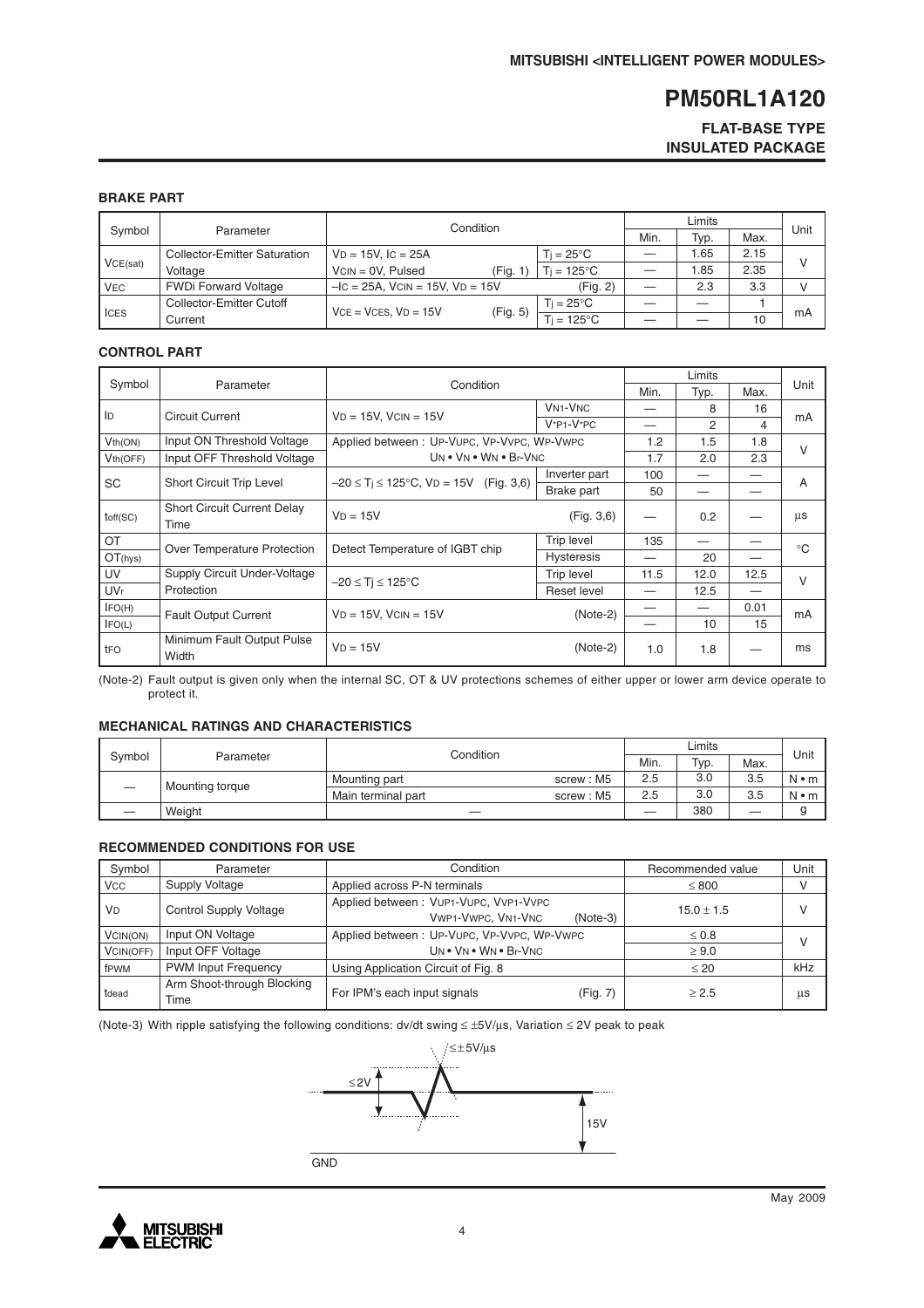## BRAKE PART

| Symbol | Parameter | Condition | | Limits | | | Unit |
|---|---|---|---|---|---|---|---|
| | | | | Min. | Typ. | Max. | |
| $V_{CE(sat)}$ | Collector-Emitter Saturation Voltage | $V_D$ = 15V, $I_C$ = 25A $V_{CIN}$ = 0V, Pulsed (Fig. 1) | $T_j$ = 25°C | — | 1.65 | 2.15 | V |
| | | | $T_j$ = 125°C | — | 1.85 | 2.35 | |
| $V_{EC}$ | FWDi Forward Voltage | $–I_C$ = 25A, $V_{CIN}$ = 15V, $V_D$ = 15V (Fig. 2) | | — | 2.3 | 3.3 | V |
| $I_{CES}$ | Collector-Emitter Cutoff Current | $V_{CE}$ = $V_{CES}$, $V_D$ = 15V (Fig. 5) | $T_j$ = 25°C | — | — | 1 | mA |
| | | | $T_j$ = 125°C | — | — | 10 | |

## CONTROL PART

| Symbol | Parameter | Condition | | Limits | | | Unit |
|---|---|---|---|---|---|---|---|
| | | | | Min. | Typ. | Max. | |
| $I_D$ | Circuit Current | $V_D$ = 15V, $V_{CIN}$ = 15V | $V_{N1}$-$V_{NC}$ | — | 8 | 16 | mA |
| | | | $V_{*P1}$-$V_{*PC}$ | — | 2 | 4 | |
| $V_{th(ON)}$ | Input ON Threshold Voltage | Applied between : $U_P$-$V_{UPC}$, $V_P$-$V_{VPC}$, $W_P$-$V_{WPC}$ $U_N$ • $V_N$ • $W_N$ • $B_r$-$V_{NC}$ | | 1.2 | 1.5 | 1.8 | V |
| $V_{th(OFF)}$ | Input OFF Threshold Voltage | | | 1.7 | 2.0 | 2.3 | |
| SC | Short Circuit Trip Level | $-20 \le T_j \le 125$°C, $V_D$ = 15V (Fig. 3,6) | Inverter part | 100 | — | — | A |
| | | | Brake part | 50 | — | — | |
| $t_{off(SC)}$ | Short Circuit Current Delay Time | $V_D$ = 15V (Fig. 3,6) | | — | 0.2 | — | µs |
| OT | Over Temperature Protection | Detect Temperature of IGBT chip | Trip level | 135 | — | — | °C |
| $OT_{(hys)}$ | | | Hysteresis | — | 20 | — | |
| UV | Supply Circuit Under-Voltage Protection | $-20 \le T_j \le 125$°C | Trip level | 11.5 | 12.0 | 12.5 | V |
| $UV_r$ | | | Reset level | — | 12.5 | — | |
| $I_{FO(H)}$ | Fault Output Current | $V_D$ = 15V, $V_{CIN}$ = 15V (Note-2) | | — | — | 0.01 | mA |
| $I_{FO(L)}$ | | | | — | 10 | 15 | |
| $t_{FO}$ | Minimum Fault Output Pulse Width | $V_D$ = 15V (Note-2) | | 1.0 | 1.8 | — | ms |

(Note-2) Fault output is given only when the internal SC, OT & UV protections schemes of either upper or lower arm device operate to protect it.

## MECHANICAL RATINGS AND CHARACTERISTICS

| Symbol | Parameter | Condition | | Limits | | | Unit |
|---|---|---|---|---|---|---|---|
| | | | | Min. | Typ. | Max. | |
| — | Mounting torque | Mounting part | screw : M5 | 2.5 | 3.0 | 3.5 | N • m |
| | | Main terminal part | screw : M5 | 2.5 | 3.0 | 3.5 | N • m |
| — | Weight | — | | — | 380 | — | g |

## RECOMMENDED CONDITIONS FOR USE

| Symbol | Parameter | Condition | Recommended value | Unit |
|---|---|---|---|---|
| $V_{CC}$ | Supply Voltage | Applied across P-N terminals | ≤ 800 | V |
| $V_D$ | Control Supply Voltage | Applied between : $V_{UP1}$-$V_{UPC}$, $V_{VP1}$-$V_{VPC}$ $V_{WP1}$-$V_{WPC}$, $V_{N1}$-$V_{NC}$ (Note-3) | 15.0 ± 1.5 | V |
| $V_{CIN(ON)}$ | Input ON Voltage | Applied between : $U_P$-$V_{UPC}$, $V_P$-$V_{VPC}$, $W_P$-$V_{WPC}$ $U_N$ • $V_N$ • $W_N$ • $B_r$-$V_{NC}$ | ≤ 0.8 | V |
| $V_{CIN(OFF)}$ | Input OFF Voltage | | ≥ 9.0 | |
| $f_{PWM}$ | PWM Input Frequency | Using Application Circuit of Fig. 8 | ≤ 20 | kHz |
| $t_{dead}$ | Arm Shoot-through Blocking Time | For IPM's each input signals (Fig. 7) | ≥ 2.5 | µs |

(Note-3) With ripple satisfying the following conditions: dv/dt swing ≤ ±5V/µs, Variation ≤ 2V peak to peak

≤±5V/µs

≤2V

15V

GND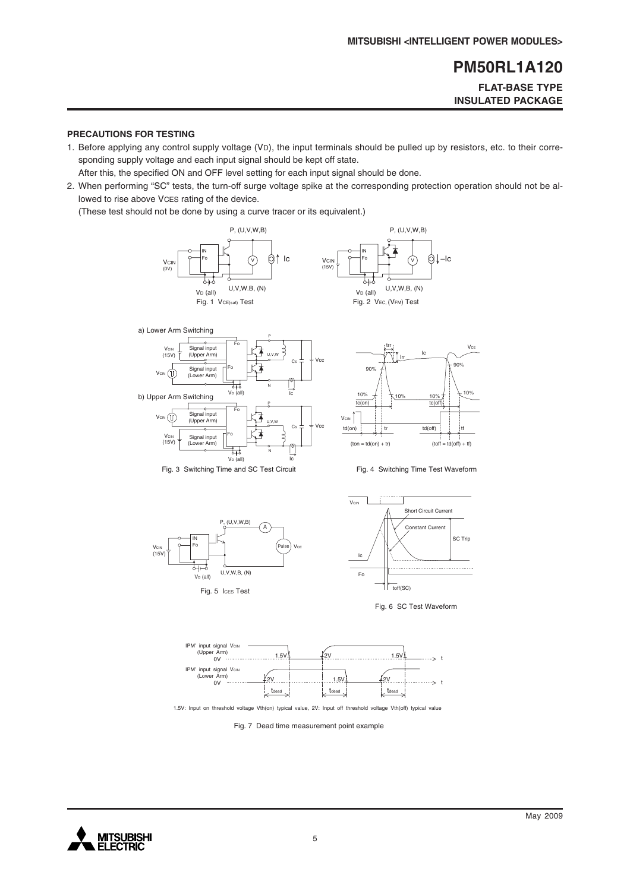## PRECAUTIONS FOR TESTING

1. Before applying any control supply voltage ($V_D$), the input terminals should be pulled up by resistors, etc. to their corresponding supply voltage and each input signal should be kept off state.
   After this, the specified ON and OFF level setting for each input signal should be done.
2. When performing "SC" tests, the turn-off surge voltage spike at the corresponding protection operation should not be allowed to rise above $V_{CES}$ rating of the device.
   (These test should not be done by using a curve tracer or its equivalent.)

Fig. 1 $V_{CE(sat)}$ Test

Fig. 2 $V_{EC}$, ($V_{FM}$) Test

a) Lower Arm Switching

b) Upper Arm Switching

Fig. 3 Switching Time and SC Test Circuit

($t_{on} = t_{d(on)} + t_r$) ($t_{off} = t_{d(off)} + t_f$)

Fig. 4 Switching Time Test Waveform

Fig. 5 $I_{CES}$ Test

Fig. 6 SC Test Waveform

1.5V: Input on threshold voltage Vth(on) typical value, 2V: Input off threshold voltage Vth(off) typical value

Fig. 7 Dead time measurement point example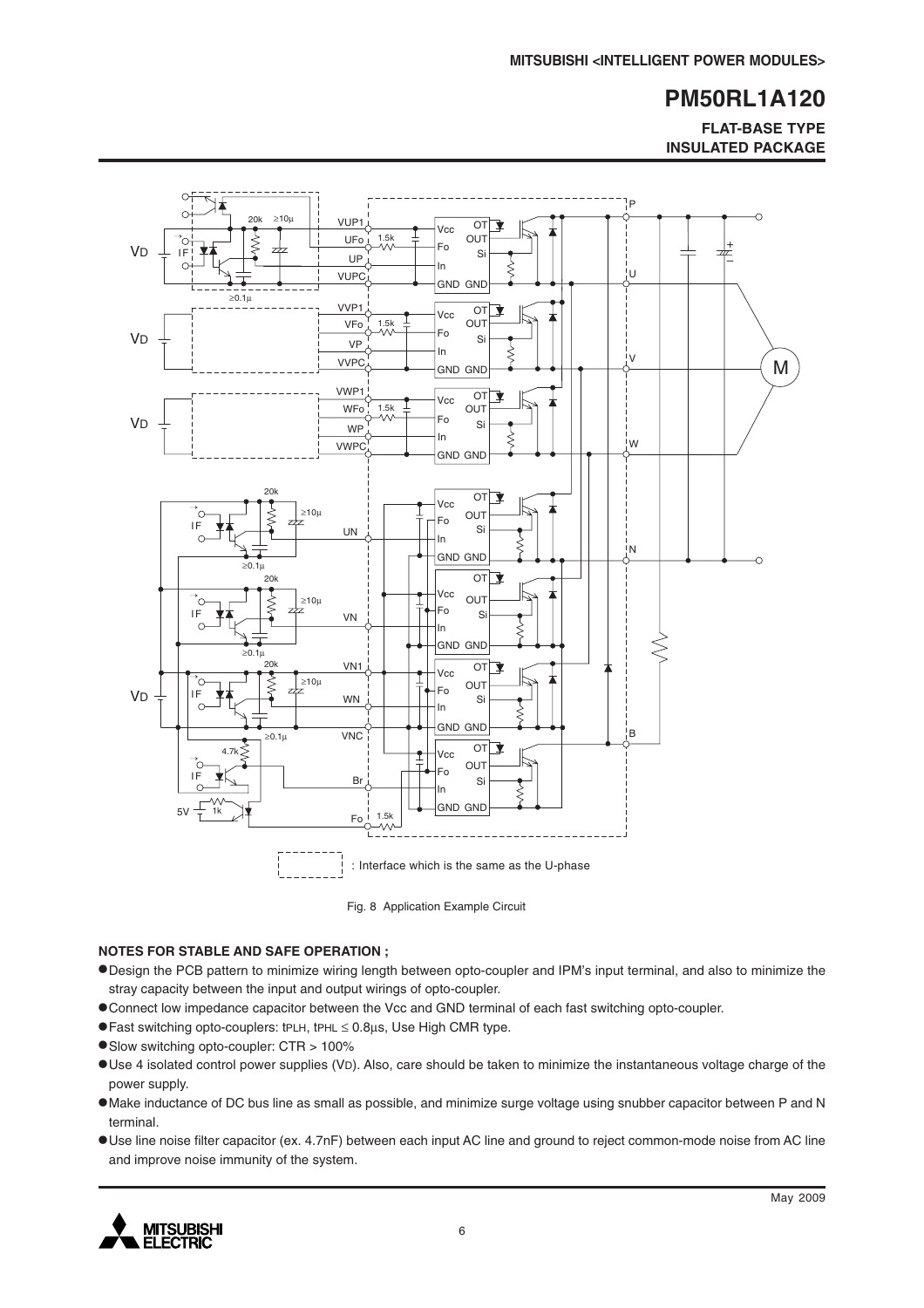Fig. 8 Application Example Circuit

### NOTES FOR STABLE AND SAFE OPERATION ;

- Design the PCB pattern to minimize wiring length between opto-coupler and IPM's input terminal, and also to minimize the stray capacity between the input and output wirings of opto-coupler.
- Connect low impedance capacitor between the Vcc and GND terminal of each fast switching opto-coupler.
- Fast switching opto-couplers: $t_{PLH}$, $t_{PHL} \leq 0.8\mu s$, Use High CMR type.
- Slow switching opto-coupler: CTR > 100%
- Use 4 isolated control power supplies ($V_D$). Also, care should be taken to minimize the instantaneous voltage charge of the power supply.
- Make inductance of DC bus line as small as possible, and minimize surge voltage using snubber capacitor between P and N terminal.
- Use line noise filter capacitor (ex. 4.7nF) between each input AC line and ground to reject common-mode noise from AC line and improve noise immunity of the system.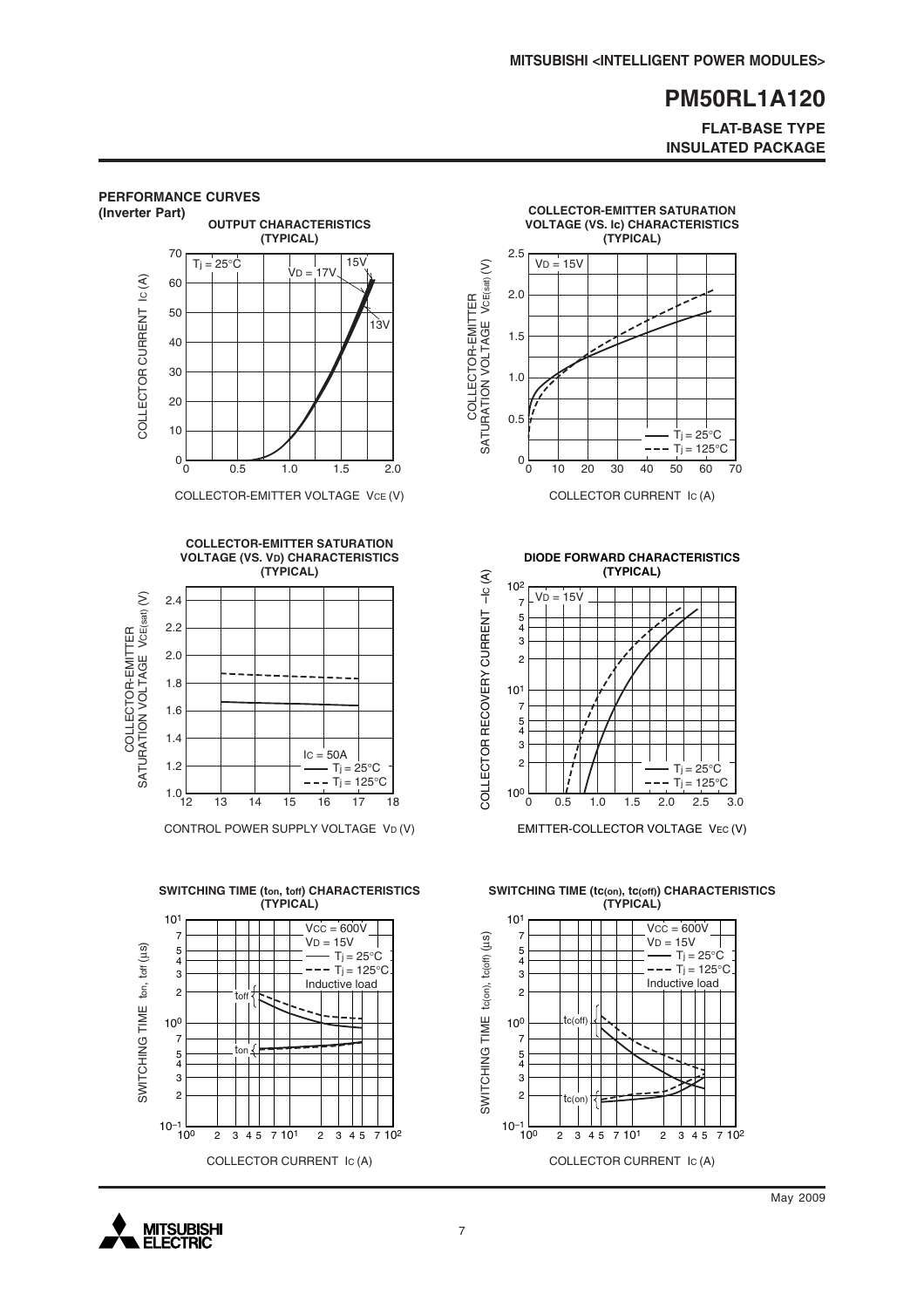## PERFORMANCE CURVES

**(Inverter Part)**

**OUTPUT CHARACTERISTICS (TYPICAL)**

$T_j = 25°C$; $V_D = 17V$, 15V, 13V

COLLECTOR CURRENT $I_C$ (A) vs. COLLECTOR-EMITTER VOLTAGE $V_{CE}$ (V)

**COLLECTOR-EMITTER SATURATION VOLTAGE (VS. Ic) CHARACTERISTICS (TYPICAL)**

$V_D = 15V$; — $T_j = 25°C$; - - - $T_j = 125°C$

COLLECTOR-EMITTER SATURATION VOLTAGE $V_{CE(sat)}$ (V) vs. COLLECTOR CURRENT $I_C$ (A)

**COLLECTOR-EMITTER SATURATION VOLTAGE (VS. $V_D$) CHARACTERISTICS (TYPICAL)**

$I_C = 50A$; — $T_j = 25°C$; - - - $T_j = 125°C$

COLLECTOR-EMITTER SATURATION VOLTAGE $V_{CE(sat)}$ (V) vs. CONTROL POWER SUPPLY VOLTAGE $V_D$ (V)

**DIODE FORWARD CHARACTERISTICS (TYPICAL)**

$V_D = 15V$; — $T_j = 25°C$; - - - $T_j = 125°C$

COLLECTOR RECOVERY CURRENT $-I_C$ (A) vs. EMITTER-COLLECTOR VOLTAGE $V_{EC}$ (V)

**SWITCHING TIME ($t_{on}$, $t_{off}$) CHARACTERISTICS (TYPICAL)**

$V_{CC} = 600V$; $V_D = 15V$; — $T_j = 25°C$; - - - $T_j = 125°C$; Inductive load

SWITCHING TIME $t_{on}$, $t_{off}$ (µs) vs. COLLECTOR CURRENT $I_C$ (A)

**SWITCHING TIME ($t_{c(on)}$, $t_{c(off)}$) CHARACTERISTICS (TYPICAL)**

$V_{CC} = 600V$; $V_D = 15V$; — $T_j = 25°C$; - - - $T_j = 125°C$; Inductive load

SWITCHING TIME $t_{c(on)}$, $t_{c(off)}$ (µs) vs. COLLECTOR CURRENT $I_C$ (A)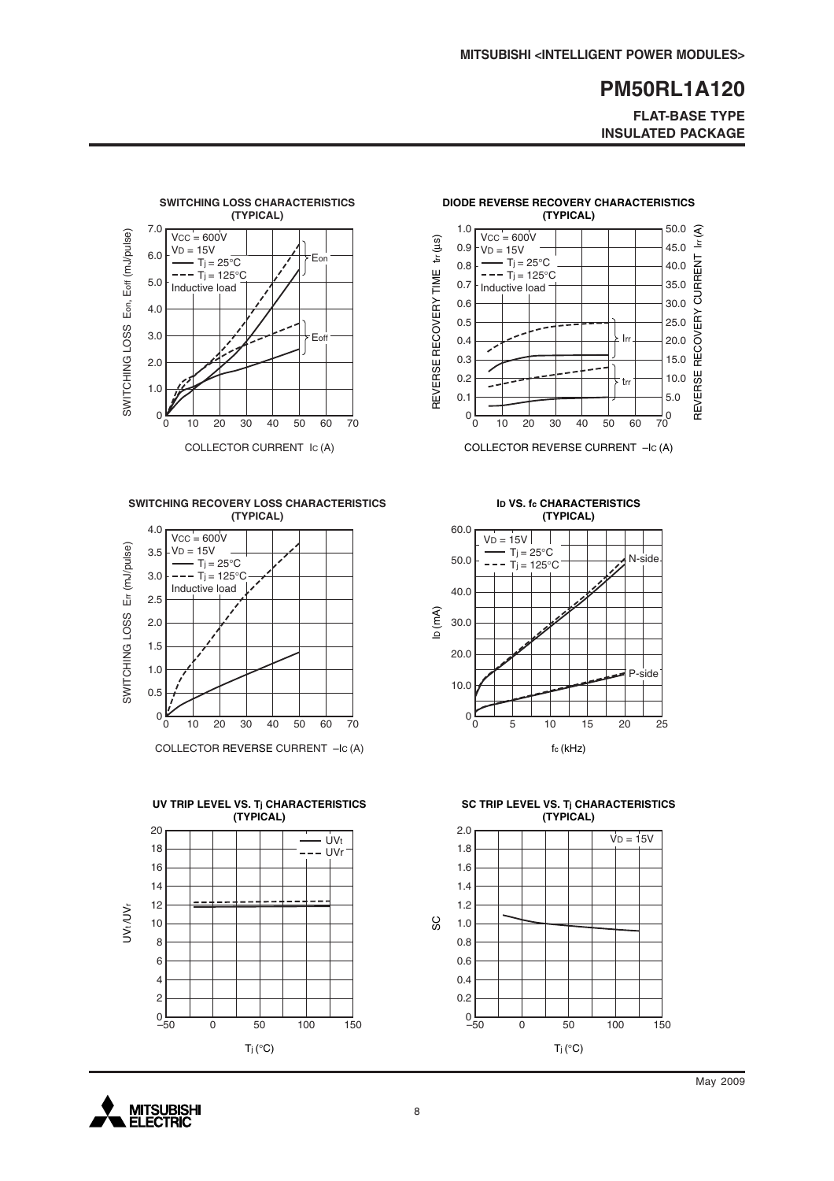**MITSUBISHI <INTELLIGENT POWER MODULES>**

# PM50RL1A120

**FLAT-BASE TYPE**
**INSULATED PACKAGE**

### SWITCHING LOSS CHARACTERISTICS (TYPICAL)

$V_{CC}$ = 600V
$V_D$ = 15V
—— $T_j$ = 25°C
- - - $T_j$ = 125°C
Inductive load

SWITCHING LOSS $E_{on}$, $E_{off}$ (mJ/pulse)

COLLECTOR CURRENT $I_C$ (A)

$E_{on}$, $E_{off}$

### DIODE REVERSE RECOVERY CHARACTERISTICS (TYPICAL)

$V_{CC}$ = 600V
$V_D$ = 15V
—— $T_j$ = 25°C
- - - $T_j$ = 125°C
Inductive load

REVERSE RECOVERY TIME $t_{rr}$ (µs)

REVERSE RECOVERY CURRENT $I_{rr}$ (A)

COLLECTOR REVERSE CURRENT $-I_C$ (A)

$I_{rr}$, $t_{rr}$

### SWITCHING RECOVERY LOSS CHARACTERISTICS (TYPICAL)

$V_{CC}$ = 600V
$V_D$ = 15V
—— $T_j$ = 25°C
- - - $T_j$ = 125°C
Inductive load

SWITCHING LOSS $E_{rr}$ (mJ/pulse)

COLLECTOR REVERSE CURRENT $-I_C$ (A)

### $I_D$ VS. $f_c$ CHARACTERISTICS (TYPICAL)

$V_D$ = 15V
—— $T_j$ = 25°C
- - - $T_j$ = 125°C

N-side
P-side

$I_D$ (mA)

$f_c$ (kHz)

### UV TRIP LEVEL VS. $T_j$ CHARACTERISTICS (TYPICAL)

—— $UV_t$
- - - $UV_r$

$UV_t$/$UV_r$

$T_j$ (°C)

### SC TRIP LEVEL VS. $T_j$ CHARACTERISTICS (TYPICAL)

$V_D$ = 15V

SC

$T_j$ (°C)

May 2009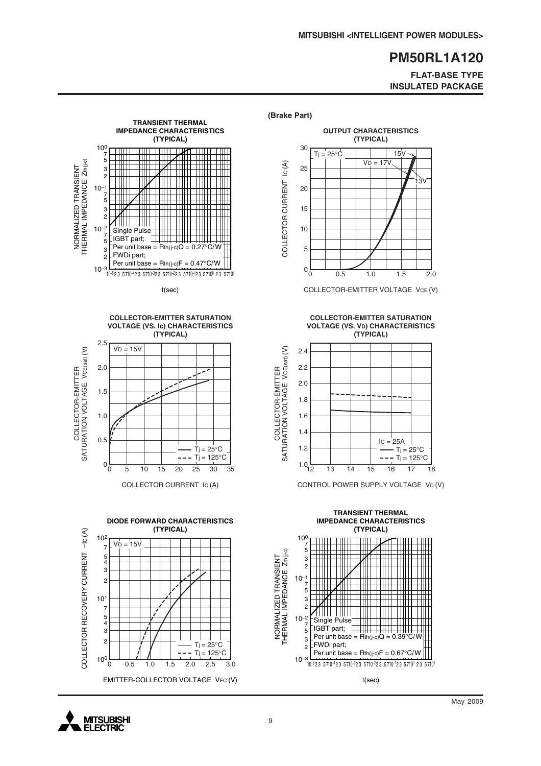MITSUBISHI <INTELLIGENT POWER MODULES>

# PM50RL1A120

**FLAT-BASE TYPE**
**INSULATED PACKAGE**

**TRANSIENT THERMAL IMPEDANCE CHARACTERISTICS (TYPICAL)**

NORMALIZED TRANSIENT THERMAL IMPEDANCE $Z_{th(j-c)}$

$10^{0}$, 7, 5, 3, 2, $10^{-1}$, 7, 5, 3, 2, $10^{-2}$, 7, 5, 3, 2, $10^{-3}$

$10^{-5}$ 2 3 5 7 $10^{-4}$ 2 3 5 7 $10^{-3}$ 2 3 5 7 $10^{-2}$ 2 3 5 7 $10^{-1}$ 2 3 5 7 $10^{0}$ 2 3 5 7 $10^{1}$

t(sec)

Single Pulse
IGBT part;
Per unit base = $R_{th(j-c)}Q$ = 0.27°C/W
FWDi part;
Per unit base = $R_{th(j-c)}F$ = 0.47°C/W

## (Brake Part)

**OUTPUT CHARACTERISTICS (TYPICAL)**

COLLECTOR CURRENT $I_C$ (A): 0, 5, 10, 15, 20, 25, 30

COLLECTOR-EMITTER VOLTAGE $V_{CE}$ (V): 0, 0.5, 1.0, 1.5, 2.0

$T_j$ = 25°C
$V_D$ = 17V
15V
13V

**COLLECTOR-EMITTER SATURATION VOLTAGE (VS. Ic) CHARACTERISTICS (TYPICAL)**

COLLECTOR-EMITTER SATURATION VOLTAGE $V_{CE(sat)}$ (V): 0, 0.5, 1.0, 1.5, 2.0, 2.5

COLLECTOR CURRENT $I_C$ (A): 0, 5, 10, 15, 20, 25, 30, 35

$V_D$ = 15V
$T_j$ = 25°C
$T_j$ = 125°C

**COLLECTOR-EMITTER SATURATION VOLTAGE (VS. $V_D$) CHARACTERISTICS (TYPICAL)**

COLLECTOR-EMITTER SATURATION VOLTAGE $V_{CE(sat)}$ (V): 1.0, 1.2, 1.4, 1.6, 1.8, 2.0, 2.2, 2.4

CONTROL POWER SUPPLY VOLTAGE $V_D$ (V): 12, 13, 14, 15, 16, 17, 18

$I_C$ = 25A
$T_j$ = 25°C
$T_j$ = 125°C

**DIODE FORWARD CHARACTERISTICS (TYPICAL)**

COLLECTOR RECOVERY CURRENT $-I_C$ (A): $10^{0}$, 2, 3, 4, 5, 7, $10^{1}$, 2, 3, 4, 5, 7, $10^{2}$

EMITTER-COLLECTOR VOLTAGE $V_{EC}$ (V): 0, 0.5, 1.0, 1.5, 2.0, 2.5, 3.0

$V_D$ = 15V
$T_j$ = 25°C
$T_j$ = 125°C

**TRANSIENT THERMAL IMPEDANCE CHARACTERISTICS (TYPICAL)**

NORMALIZED TRANSIENT THERMAL IMPEDANCE $Z_{th(j-c)}$

$10^{0}$, 7, 5, 3, 2, $10^{-1}$, 7, 5, 3, 2, $10^{-2}$, 7, 5, 3, 2, $10^{-3}$

$10^{-5}$ 2 3 5 7 $10^{-4}$ 2 3 5 7 $10^{-3}$ 2 3 5 7 $10^{-2}$ 2 3 5 7 $10^{-1}$ 2 3 5 7 $10^{0}$ 2 3 5 7 $10^{1}$

t(sec)

Single Pulse
IGBT part;
Per unit base = $R_{th(j-c)}Q$ = 0.39°C/W
FWDi part;
Per unit base = $R_{th(j-c)}F$ = 0.67°C/W

May 2009

MITSUBISHI ELECTRIC